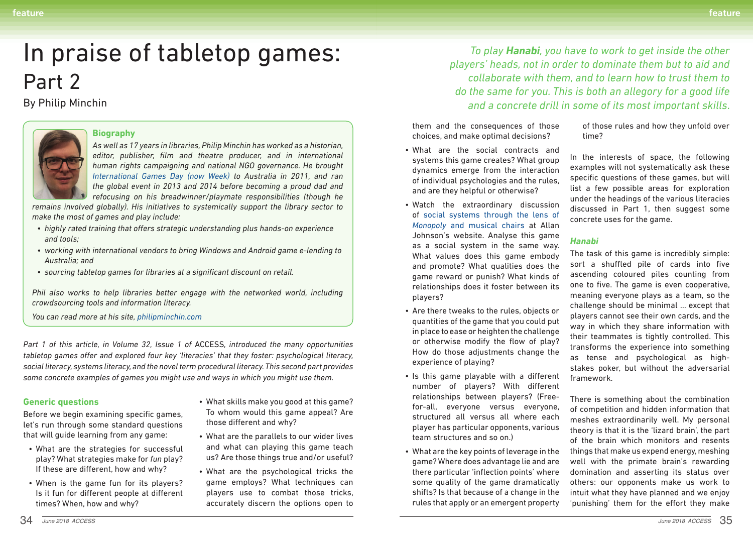# In praise of tabletop games: Part 2

By Philip Minchin

### Biography

*As well as 17 years in libraries, Philip Minchin has worked as a historian, editor, publisher, film and theatre producer, and in international human rights campaigning and national NGO governance. He brought International Games Day (now Week) to Australia in 2011, and ran the global event in 2013 and 2014 before becoming a proud dad and refocusing on his breadwinner/playmate responsibilities (though he remains involved globally). His initiatives to systemically support the library sector to make the most of games and play include:*

- *highly rated training that offers strategic understanding plus hands-on experience and tools;*
- *working with international vendors to bring Windows and Android game e-lending to Australia; and*
- *sourcing tabletop games for libraries at a significant discount on retail.*

*Phil also works to help libraries better engage with the networked world, including crowdsourcing tools and information literacy.*

*You can read more at his site, philipminchin.com*

*Part 1 of this article, in Volume 32, Issue 1 of* ACCESS*, introduced the many opportunities tabletop games offer and explored four key 'literacies' that they foster: psychological literacy, social literacy, systems literacy, and the novel term procedural literacy. This second part provides some concrete examples of games you might use and ways in which you might use them.*

## Generic questions

Before we begin examining specific games, let's run through some standard questions that will guide learning from any game:

- What are the strategies for successful play? What strategies make for *fun* play? If these are different, how and why?
- When is the game fun for its players? Is it fun for different people at different times? When, how and why?
- What skills make you good at this game? To whom would this game appeal? Are those different and why?
- What are the parallels to our wider lives and what can playing this game teach us? Are those things true and/or useful?
- What are the psychological tricks the game employs? What techniques can players use to combat those tricks, accurately discern the options open to them and the consequences of those choices, and make optimal decisions?
- What are the social contracts and systems this game creates? What group dynamics emerge from the interaction of individual psychologies and the rules, and are they helpful or otherwise?
- Watch the extraordinary discussion of social systems through the lens of *Monopoly* and musical chairs at Allan Johnson's website. Analyse this game as a social system in the same way. What values does this game embody and promote? What qualities does the game reward or punish? What kinds of relationships does it foster between its players?
- Are there tweaks to the rules, objects or quantities of the game that you could put in place to ease or heighten the challenge or otherwise modify the flow of play? How do those adjustments change the experience of playing?
- Is this game playable with a different number of players? With different relationships between players? (Free-for-all, everyone versus everyone, structured all versus all where each player has particular opponents, various team structures and so on.)
- What are the key points of leverage in the game? Where does advantage lie and are there particular 'inflection points' where some quality of the game dramatically shifts? Is that because of a change in the rules that apply or an emergent property of those rules and how they unfold over time?

In the interests of space, the following examples will not systematically ask these specific questions of these games, but will list a few possible areas for exploration under the headings of the various literacies discussed in Part 1, then suggest some concrete uses for the game.

> *To play **Hanabi**, you have to work to get inside the other players' heads, not in order to dominate them but to aid and collaborate with them, and to learn how to trust them to do the same for you. This is both an allegory for a good life and a concrete drill in some of its most important skills.*

### *Hanabi*

The task of this game is incredibly simple: sort a shuffled pile of cards into five ascending coloured piles counting from one to five. The game is even cooperative, meaning everyone plays as a team, so the challenge should be minimal ... except that players cannot see their own cards, and the way in which they share information with their teammates is tightly controlled. This transforms the experience into something as tense and psychological as high-stakes poker, but without the adversarial framework.

There is something about the combination of competition and hidden information that meshes extraordinarily well. My personal theory is that it is the 'lizard brain', the part of the brain which monitors and resents things that make us expend energy, meshing well with the primate brain's rewarding domination and asserting its status over others: our opponents make us work to intuit what they have planned and we enjoy 'punishing' them for the effort they make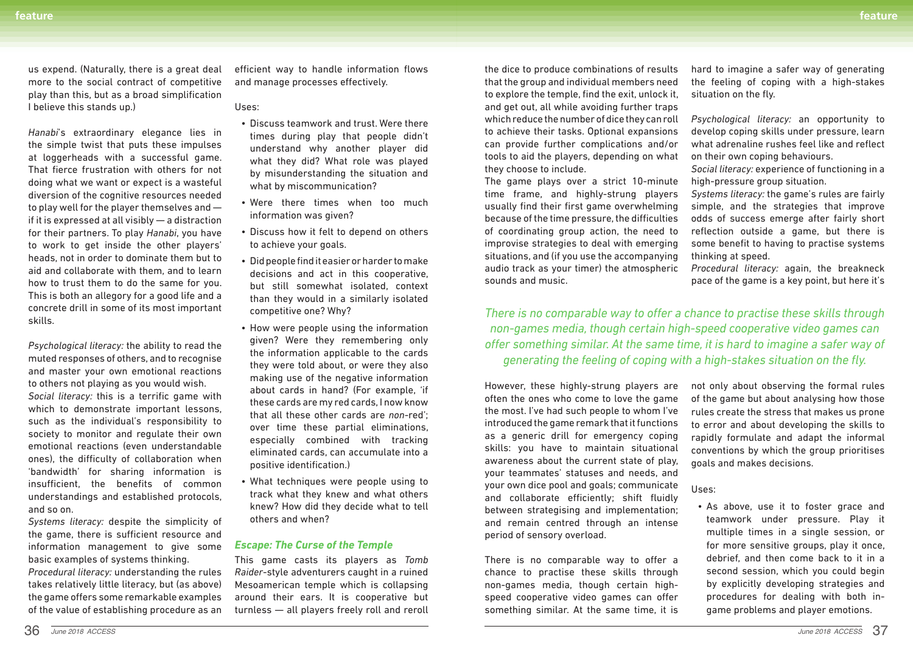us expend. (Naturally, there is a great deal more to the social contract of competitive play than this, but as a broad simplification I believe this stands up.)

*Hanabi*'s extraordinary elegance lies in the simple twist that puts these impulses at loggerheads with a successful game. That fierce frustration with others for not doing what we want or expect is a wasteful diversion of the cognitive resources needed to play well for the player themselves and — if it is expressed at all visibly — a distraction for their partners. To play *Hanabi*, you have to work to get inside the other players' heads, not in order to dominate them but to aid and collaborate with them, and to learn how to trust them to do the same for you. This is both an allegory for a good life and a concrete drill in some of its most important skills.

*Psychological literacy:* the ability to read the muted responses of others, and to recognise and master your own emotional reactions to others not playing as you would wish.
*Social literacy:* this is a terrific game with which to demonstrate important lessons, such as the individual's responsibility to society to monitor and regulate their own emotional reactions (even understandable ones), the difficulty of collaboration when 'bandwidth' for sharing information is insufficient, the benefits of common understandings and established protocols, and so on.
*Systems literacy:* despite the simplicity of the game, there is sufficient resource and information management to give some basic examples of systems thinking.
*Procedural literacy:* understanding the rules takes relatively little literacy, but (as above) the game offers some remarkable examples of the value of establishing procedure as an efficient way to handle information flows and manage processes effectively.

Uses:

- Discuss teamwork and trust. Were there times during play that people didn't understand why another player did what they did? What role was played by misunderstanding the situation and what by miscommunication?
- Were there times when too much information was given?
- Discuss how it felt to depend on others to achieve your goals.
- Did people find it easier or harder to make decisions and act in this cooperative, but still somewhat isolated, context than they would in a similarly isolated competitive one? Why?
- How were people using the information given? Were they remembering only the information applicable to the cards they were told about, or were they also making use of the negative information about cards in hand? (For example, 'if these cards are my red cards, I now know that all these other cards are *non*-red'; over time these partial eliminations, especially combined with tracking eliminated cards, can accumulate into a positive identification.)
- What techniques were people using to track what they knew and what others knew? How did they decide what to tell others and when?

### Escape: The Curse of the Temple

This game casts its players as *Tomb Raider*-style adventurers caught in a ruined Mesoamerican temple which is collapsing around their ears. It is cooperative but turnless — all players freely roll and reroll the dice to produce combinations of results that the group and individual members need to explore the temple, find the exit, unlock it, and get out, all while avoiding further traps which reduce the number of dice they can roll to achieve their tasks. Optional expansions can provide further complications and/or tools to aid the players, depending on what they choose to include.
The game plays over a strict 10-minute time frame, and highly-strung players usually find their first game overwhelming because of the time pressure, the difficulties of coordinating group action, the need to improvise strategies to deal with emerging situations, and (if you use the accompanying audio track as your timer) the atmospheric sounds and music.

*There is no comparable way to offer a chance to practise these skills through non-games media, though certain high-speed cooperative video games can offer something similar. At the same time, it is hard to imagine a safer way of generating the feeling of coping with a high-stakes situation on the fly.*

However, these highly-strung players are often the ones who come to love the game the most. I've had such people to whom I've introduced the game remark that it functions as a generic drill for emergency coping skills: you have to maintain situational awareness about the current state of play, your teammates' statuses and needs, and your own dice pool and goals; communicate and collaborate efficiently; shift fluidly between strategising and implementation; and remain centred through an intense period of sensory overload.

There is no comparable way to offer a chance to practise these skills through non-games media, though certain high-speed cooperative video games can offer something similar. At the same time, it is hard to imagine a safer way of generating the feeling of coping with a high-stakes situation on the fly.

*Psychological literacy:* an opportunity to develop coping skills under pressure, learn what adrenaline rushes feel like and reflect on their own coping behaviours.
*Social literacy:* experience of functioning in a high-pressure group situation.
*Systems literacy:* the game's rules are fairly simple, and the strategies that improve odds of success emerge after fairly short reflection outside a game, but there is some benefit to having to practise systems thinking at speed.
*Procedural literacy:* again, the breakneck pace of the game is a key point, but here it's not only about observing the formal rules of the game but about analysing how those rules create the stress that makes us prone to error and about developing the skills to rapidly formulate and adapt the informal conventions by which the group prioritises goals and makes decisions.

Uses:

- As above, use it to foster grace and teamwork under pressure. Play it multiple times in a single session, or for more sensitive groups, play it once, debrief, and then come back to it in a second session, which you could begin by explicitly developing strategies and procedures for dealing with both in-game problems and player emotions.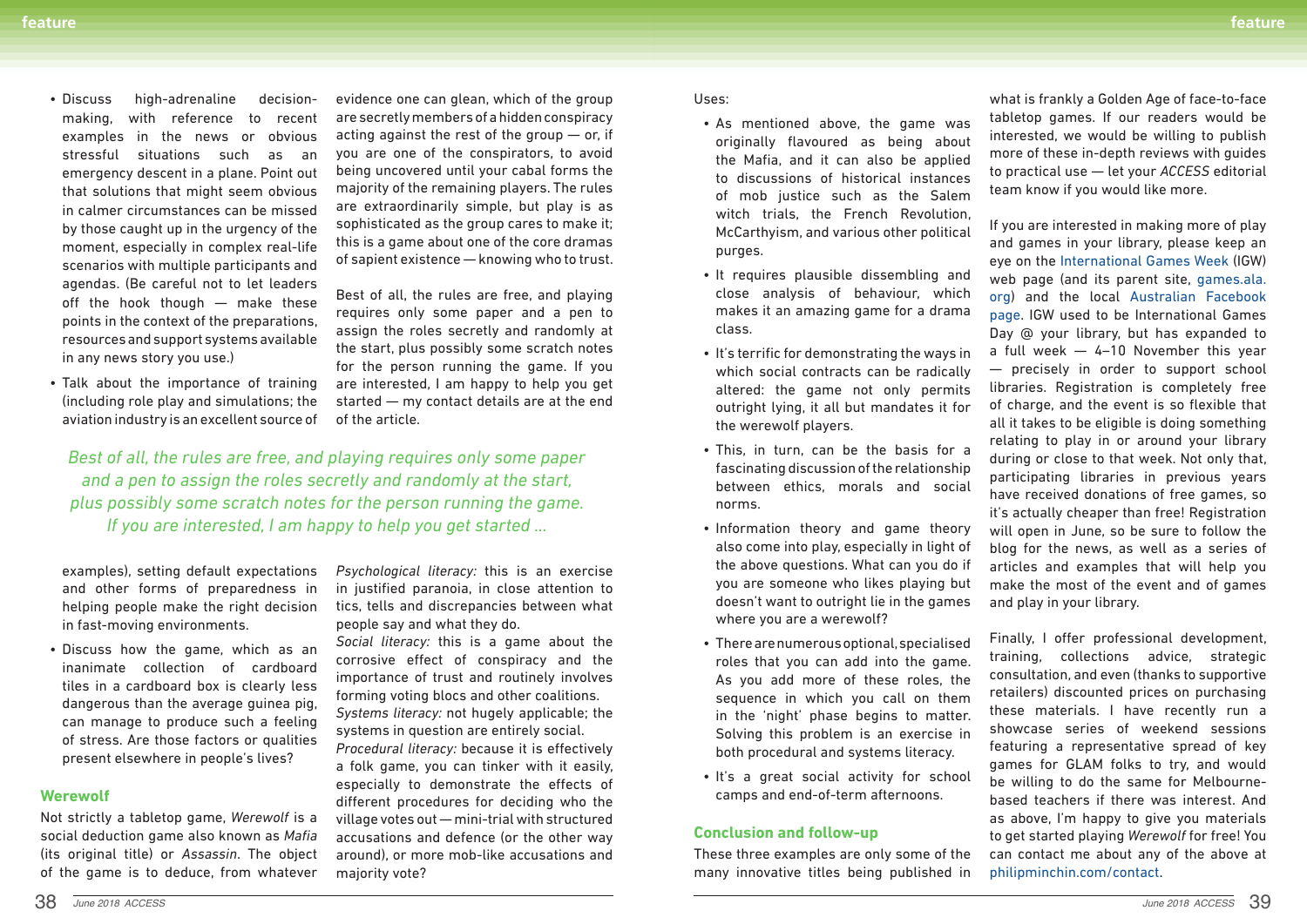- Discuss high-adrenaline decision-making, with reference to recent examples in the news or obvious stressful situations such as an emergency descent in a plane. Point out that solutions that might seem obvious in calmer circumstances can be missed by those caught up in the urgency of the moment, especially in complex real-life scenarios with multiple participants and agendas. (Be careful not to let leaders off the hook though — make these points in the context of the preparations, resources and support systems available in any news story you use.)
- Talk about the importance of training (including role play and simulations; the aviation industry is an excellent source of examples), setting default expectations and other forms of preparedness in helping people make the right decision in fast-moving environments.
- Discuss how the game, which as an inanimate collection of cardboard tiles in a cardboard box is clearly less dangerous than the average guinea pig, can manage to produce such a feeling of stress. Are those factors or qualities present elsewhere in people's lives?

### Werewolf

Not strictly a tabletop game, *Werewolf* is a social deduction game also known as *Mafia* (its original title) or *Assassin*. The object of the game is to deduce, from whatever evidence one can glean, which of the group are secretly members of a hidden conspiracy acting against the rest of the group — or, if you are one of the conspirators, to avoid being uncovered until your cabal forms the majority of the remaining players. The rules are extraordinarily simple, but play is as sophisticated as the group cares to make it; this is a game about one of the core dramas of sapient existence — knowing who to trust.

Best of all, the rules are free, and playing requires only some paper and a pen to assign the roles secretly and randomly at the start, plus possibly some scratch notes for the person running the game. If you are interested, I am happy to help you get started — my contact details are at the end of the article.

*Best of all, the rules are free, and playing requires only some paper and a pen to assign the roles secretly and randomly at the start, plus possibly some scratch notes for the person running the game. If you are interested, I am happy to help you get started ...*

*Psychological literacy:* this is an exercise in justified paranoia, in close attention to tics, tells and discrepancies between what people say and what they do.
*Social literacy:* this is a game about the corrosive effect of conspiracy and the importance of trust and routinely involves forming voting blocs and other coalitions.
*Systems literacy:* not hugely applicable; the systems in question are entirely social.
*Procedural literacy:* because it is effectively a folk game, you can tinker with it easily, especially to demonstrate the effects of different procedures for deciding who the village votes out — mini-trial with structured accusations and defence (or the other way around), or more mob-like accusations and majority vote?

Uses:

- As mentioned above, the game was originally flavoured as being about the Mafia, and it can also be applied to discussions of historical instances of mob justice such as the Salem witch trials, the French Revolution, McCarthyism, and various other political purges.
- It requires plausible dissembling and close analysis of behaviour, which makes it an amazing game for a drama class.
- It's terrific for demonstrating the ways in which social contracts can be radically altered: the game not only permits outright lying, it all but mandates it for the werewolf players.
- This, in turn, can be the basis for a fascinating discussion of the relationship between ethics, morals and social norms.
- Information theory and game theory also come into play, especially in light of the above questions. What can you do if you are someone who likes playing but doesn't want to outright lie in the games where you are a werewolf?
- There are numerous optional, specialised roles that you can add into the game. As you add more of these roles, the sequence in which you call on them in the 'night' phase begins to matter. Solving this problem is an exercise in both procedural and systems literacy.
- It's a great social activity for school camps and end-of-term afternoons.

### Conclusion and follow-up

These three examples are only some of the many innovative titles being published in what is frankly a Golden Age of face-to-face tabletop games. If our readers would be interested, we would be willing to publish more of these in-depth reviews with guides to practical use — let your *ACCESS* editorial team know if you would like more.

If you are interested in making more of play and games in your library, please keep an eye on the International Games Week (IGW) web page (and its parent site, games.ala.org) and the local Australian Facebook page. IGW used to be International Games Day @ your library, but has expanded to a full week — 4–10 November this year — precisely in order to support school libraries. Registration is completely free of charge, and the event is so flexible that all it takes to be eligible is doing something relating to play in or around your library during or close to that week. Not only that, participating libraries in previous years have received donations of free games, so it's actually cheaper than free! Registration will open in June, so be sure to follow the blog for the news, as well as a series of articles and examples that will help you make the most of the event and of games and play in your library.

Finally, I offer professional development, training, collections advice, strategic consultation, and even (thanks to supportive retailers) discounted prices on purchasing these materials. I have recently run a showcase series of weekend sessions featuring a representative spread of key games for GLAM folks to try, and would be willing to do the same for Melbourne-based teachers if there was interest. And as above, I'm happy to give you materials to get started playing *Werewolf* for free! You can contact me about any of the above at philipminchin.com/contact.